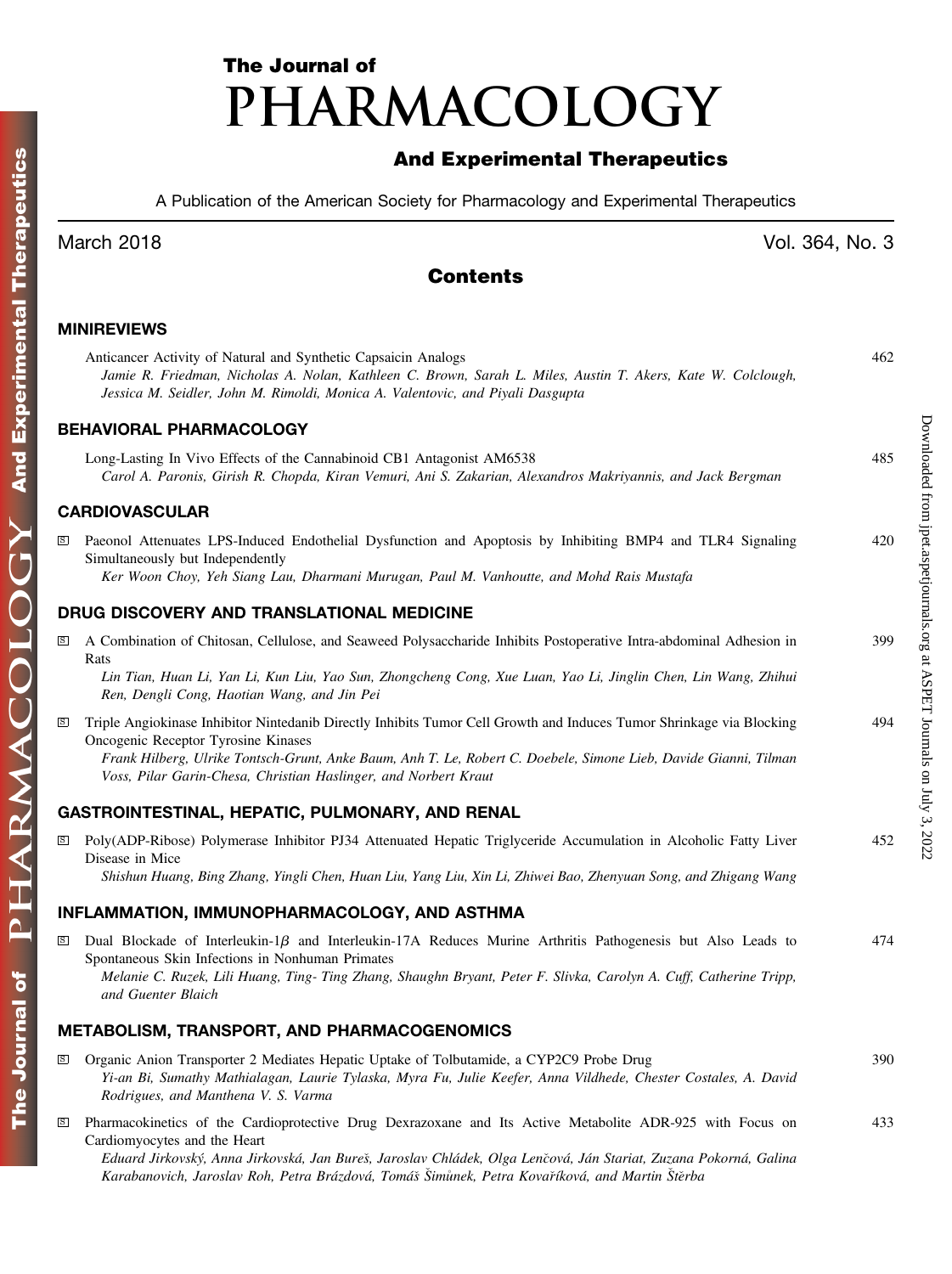# The Journal of PHARMACOLOGY And Experimental Therapeutics

A Publication of the American Society for Pharmacology and Experimental Therapeutics

March 2018 Vol. 364, No. 3

## Contents

### MINIREVIEWS

Anticancer Activity of Natural and Synthetic Capsaicin Analogs — 462
*Jamie R. Friedman, Nicholas A. Nolan, Kathleen C. Brown, Sarah L. Miles, Austin T. Akers, Kate W. Colclough, Jessica M. Seidler, John M. Rimoldi, Monica A. Valentovic, and Piyali Dasgupta*

### BEHAVIORAL PHARMACOLOGY

Long-Lasting In Vivo Effects of the Cannabinoid CB1 Antagonist AM6538 — 485
*Carol A. Paronis, Girish R. Chopda, Kiran Vemuri, Ani S. Zakarian, Alexandros Makriyannis, and Jack Bergman*

### CARDIOVASCULAR

S Paeonol Attenuates LPS-Induced Endothelial Dysfunction and Apoptosis by Inhibiting BMP4 and TLR4 Signaling Simultaneously but Independently — 420
*Ker Woon Choy, Yeh Siang Lau, Dharmani Murugan, Paul M. Vanhoutte, and Mohd Rais Mustafa*

### DRUG DISCOVERY AND TRANSLATIONAL MEDICINE

S A Combination of Chitosan, Cellulose, and Seaweed Polysaccharide Inhibits Postoperative Intra-abdominal Adhesion in Rats — 399
*Lin Tian, Huan Li, Yan Li, Kun Liu, Yao Sun, Zhongcheng Cong, Xue Luan, Yao Li, Jinglin Chen, Lin Wang, Zhihui Ren, Dengli Cong, Haotian Wang, and Jin Pei*

S Triple Angiokinase Inhibitor Nintedanib Directly Inhibits Tumor Cell Growth and Induces Tumor Shrinkage via Blocking Oncogenic Receptor Tyrosine Kinases — 494
*Frank Hilberg, Ulrike Tontsch-Grunt, Anke Baum, Anh T. Le, Robert C. Doebele, Simone Lieb, Davide Gianni, Tilman Voss, Pilar Garin-Chesa, Christian Haslinger, and Norbert Kraut*

### GASTROINTESTINAL, HEPATIC, PULMONARY, AND RENAL

S Poly(ADP-Ribose) Polymerase Inhibitor PJ34 Attenuated Hepatic Triglyceride Accumulation in Alcoholic Fatty Liver Disease in Mice — 452
*Shishun Huang, Bing Zhang, Yingli Chen, Huan Liu, Yang Liu, Xin Li, Zhiwei Bao, Zhenyuan Song, and Zhigang Wang*

### INFLAMMATION, IMMUNOPHARMACOLOGY, AND ASTHMA

S Dual Blockade of Interleukin-1$\beta$ and Interleukin-17A Reduces Murine Arthritis Pathogenesis but Also Leads to Spontaneous Skin Infections in Nonhuman Primates — 474
*Melanie C. Ruzek, Lili Huang, Ting- Ting Zhang, Shaughn Bryant, Peter F. Slivka, Carolyn A. Cuff, Catherine Tripp, and Guenter Blaich*

### METABOLISM, TRANSPORT, AND PHARMACOGENOMICS

S Organic Anion Transporter 2 Mediates Hepatic Uptake of Tolbutamide, a CYP2C9 Probe Drug — 390
*Yi-an Bi, Sumathy Mathialagan, Laurie Tylaska, Myra Fu, Julie Keefer, Anna Vildhede, Chester Costales, A. David Rodrigues, and Manthena V. S. Varma*

S Pharmacokinetics of the Cardioprotective Drug Dexrazoxane and Its Active Metabolite ADR-925 with Focus on Cardiomyocytes and the Heart — 433
*Eduard Jirkovský, Anna Jirkovská, Jan Bureš, Jaroslav Chládek, Olga Lenčová, Ján Stariat, Zuzana Pokorná, Galina Karabanovich, Jaroslav Roh, Petra Brázdová, Tomáš Šimůnek, Petra Kovaříková, and Martin Štěrba*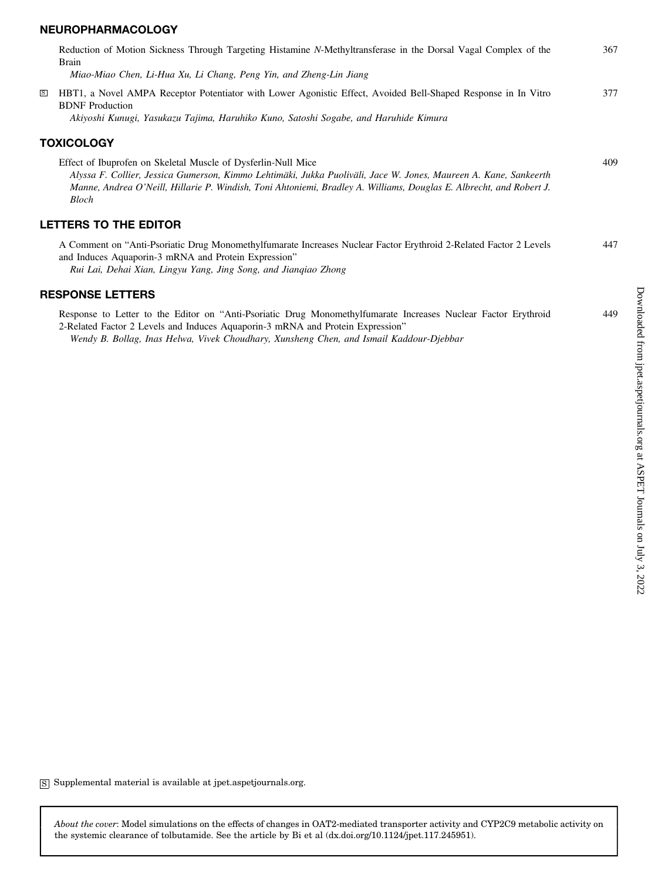## NEUROPHARMACOLOGY

Reduction of Motion Sickness Through Targeting Histamine *N*-Methyltransferase in the Dorsal Vagal Complex of the Brain — 367
*Miao-Miao Chen, Li-Hua Xu, Li Chang, Peng Yin, and Zheng-Lin Jiang*

S HBT1, a Novel AMPA Receptor Potentiator with Lower Agonistic Effect, Avoided Bell-Shaped Response in In Vitro BDNF Production — 377
*Akiyoshi Kunugi, Yasukazu Tajima, Haruhiko Kuno, Satoshi Sogabe, and Haruhide Kimura*

## TOXICOLOGY

Effect of Ibuprofen on Skeletal Muscle of Dysferlin-Null Mice — 409
*Alyssa F. Collier, Jessica Gumerson, Kimmo Lehtimäki, Jukka Puoliväli, Jace W. Jones, Maureen A. Kane, Sankeerth Manne, Andrea O'Neill, Hillarie P. Windish, Toni Ahtoniemi, Bradley A. Williams, Douglas E. Albrecht, and Robert J. Bloch*

## LETTERS TO THE EDITOR

A Comment on "Anti-Psoriatic Drug Monomethylfumarate Increases Nuclear Factor Erythroid 2-Related Factor 2 Levels and Induces Aquaporin-3 mRNA and Protein Expression" — 447
*Rui Lai, Dehai Xian, Lingyu Yang, Jing Song, and Jianqiao Zhong*

## RESPONSE LETTERS

Response to Letter to the Editor on "Anti-Psoriatic Drug Monomethylfumarate Increases Nuclear Factor Erythroid 2-Related Factor 2 Levels and Induces Aquaporin-3 mRNA and Protein Expression" — 449
*Wendy B. Bollag, Inas Helwa, Vivek Choudhary, Xunsheng Chen, and Ismail Kaddour-Djebbar*

S Supplemental material is available at jpet.aspetjournals.org.

*About the cover*: Model simulations on the effects of changes in OAT2-mediated transporter activity and CYP2C9 metabolic activity on the systemic clearance of tolbutamide. See the article by Bi et al (dx.doi.org/10.1124/jpet.117.245951).